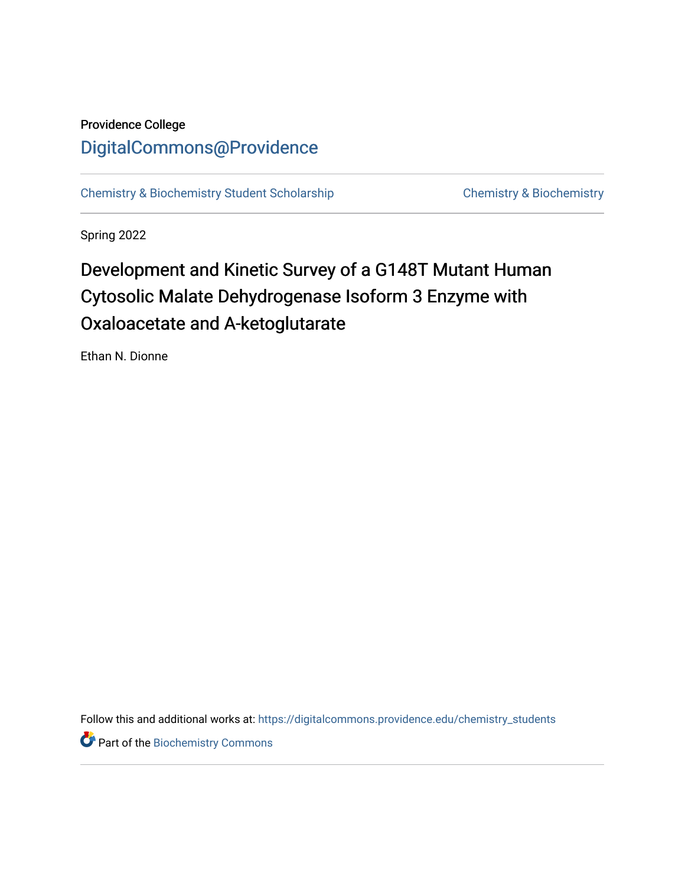Providence College

DigitalCommons@Providence

Chemistry & Biochemistry Student Scholarship | Chemistry & Biochemistry

Spring 2022

# Development and Kinetic Survey of a G148T Mutant Human Cytosolic Malate Dehydrogenase Isoform 3 Enzyme with Oxaloacetate and A-ketoglutarate

Ethan N. Dionne

Follow this and additional works at: https://digitalcommons.providence.edu/chemistry_students

Part of the Biochemistry Commons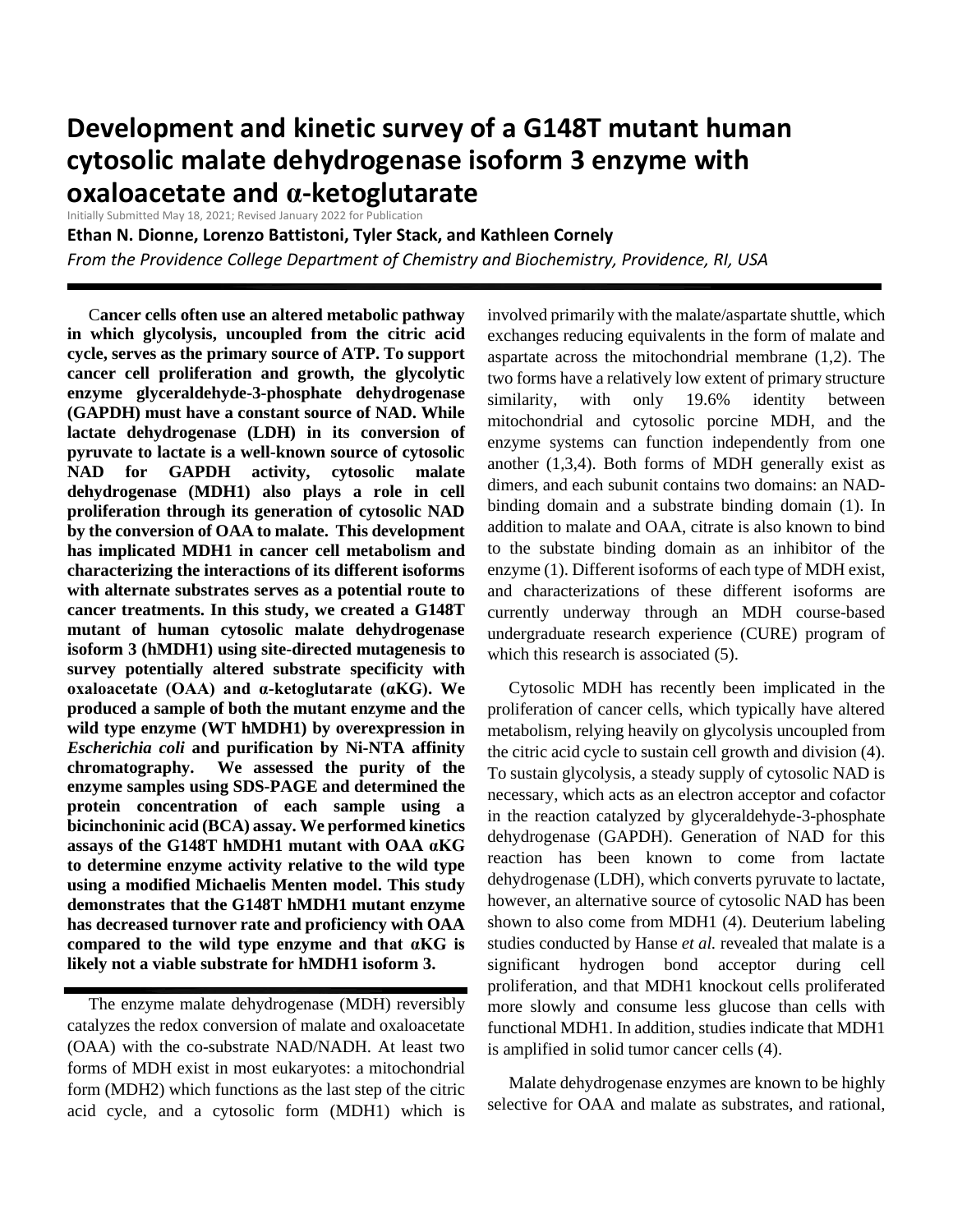# Development and kinetic survey of a G148T mutant human cytosolic malate dehydrogenase isoform 3 enzyme with oxaloacetate and α-ketoglutarate

Initially Submitted May 18, 2021; Revised January 2022 for Publication

**Ethan N. Dionne, Lorenzo Battistoni, Tyler Stack, and Kathleen Cornely**

*From the Providence College Department of Chemistry and Biochemistry, Providence, RI, USA*

**Cancer cells often use an altered metabolic pathway in which glycolysis, uncoupled from the citric acid cycle, serves as the primary source of ATP. To support cancer cell proliferation and growth, the glycolytic enzyme glyceraldehyde-3-phosphate dehydrogenase (GAPDH) must have a constant source of NAD. While lactate dehydrogenase (LDH) in its conversion of pyruvate to lactate is a well-known source of cytosolic NAD for GAPDH activity, cytosolic malate dehydrogenase (MDH1) also plays a role in cell proliferation through its generation of cytosolic NAD by the conversion of OAA to malate. This development has implicated MDH1 in cancer cell metabolism and characterizing the interactions of its different isoforms with alternate substrates serves as a potential route to cancer treatments. In this study, we created a G148T mutant of human cytosolic malate dehydrogenase isoform 3 (hMDH1) using site-directed mutagenesis to survey potentially altered substrate specificity with oxaloacetate (OAA) and α-ketoglutarate (αKG). We produced a sample of both the mutant enzyme and the wild type enzyme (WT hMDH1) by overexpression in *Escherichia coli* and purification by Ni-NTA affinity chromatography. We assessed the purity of the enzyme samples using SDS-PAGE and determined the protein concentration of each sample using a bicinchoninic acid (BCA) assay. We performed kinetics assays of the G148T hMDH1 mutant with OAA αKG to determine enzyme activity relative to the wild type using a modified Michaelis Menten model. This study demonstrates that the G148T hMDH1 mutant enzyme has decreased turnover rate and proficiency with OAA compared to the wild type enzyme and that αKG is likely not a viable substrate for hMDH1 isoform 3.**

The enzyme malate dehydrogenase (MDH) reversibly catalyzes the redox conversion of malate and oxaloacetate (OAA) with the co-substrate NAD/NADH. At least two forms of MDH exist in most eukaryotes: a mitochondrial form (MDH2) which functions as the last step of the citric acid cycle, and a cytosolic form (MDH1) which is involved primarily with the malate/aspartate shuttle, which exchanges reducing equivalents in the form of malate and aspartate across the mitochondrial membrane (1,2). The two forms have a relatively low extent of primary structure similarity, with only 19.6% identity between mitochondrial and cytosolic porcine MDH, and the enzyme systems can function independently from one another (1,3,4). Both forms of MDH generally exist as dimers, and each subunit contains two domains: an NAD-binding domain and a substrate binding domain (1). In addition to malate and OAA, citrate is also known to bind to the substate binding domain as an inhibitor of the enzyme (1). Different isoforms of each type of MDH exist, and characterizations of these different isoforms are currently underway through an MDH course-based undergraduate research experience (CURE) program of which this research is associated (5).

Cytosolic MDH has recently been implicated in the proliferation of cancer cells, which typically have altered metabolism, relying heavily on glycolysis uncoupled from the citric acid cycle to sustain cell growth and division (4). To sustain glycolysis, a steady supply of cytosolic NAD is necessary, which acts as an electron acceptor and cofactor in the reaction catalyzed by glyceraldehyde-3-phosphate dehydrogenase (GAPDH). Generation of NAD for this reaction has been known to come from lactate dehydrogenase (LDH), which converts pyruvate to lactate, however, an alternative source of cytosolic NAD has been shown to also come from MDH1 (4). Deuterium labeling studies conducted by Hanse *et al.* revealed that malate is a significant hydrogen bond acceptor during cell proliferation, and that MDH1 knockout cells proliferated more slowly and consume less glucose than cells with functional MDH1. In addition, studies indicate that MDH1 is amplified in solid tumor cancer cells (4).

Malate dehydrogenase enzymes are known to be highly selective for OAA and malate as substrates, and rational,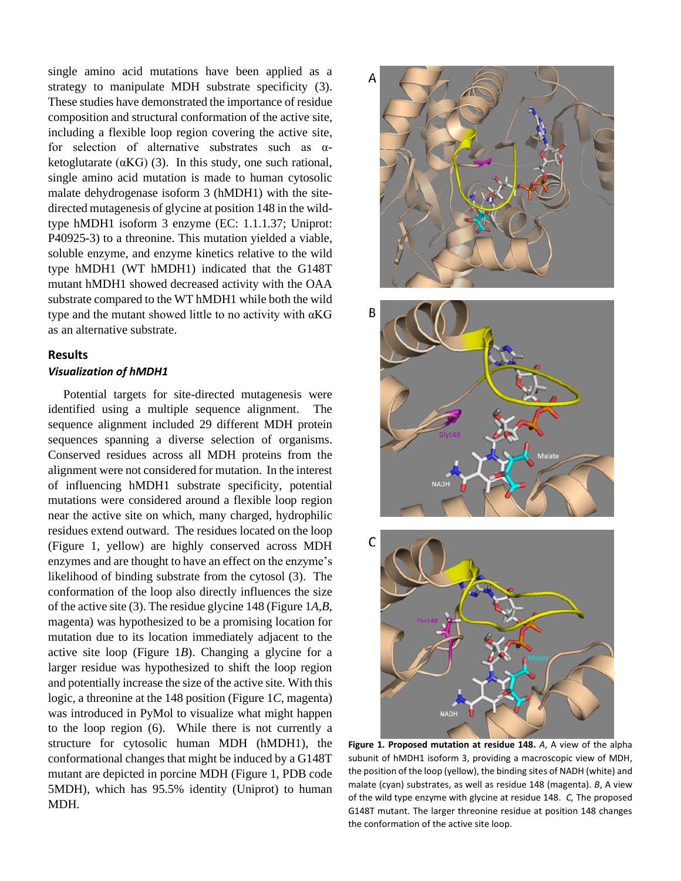single amino acid mutations have been applied as a strategy to manipulate MDH substrate specificity (3). These studies have demonstrated the importance of residue composition and structural conformation of the active site, including a flexible loop region covering the active site, for selection of alternative substrates such as α-ketoglutarate (αKG) (3). In this study, one such rational, single amino acid mutation is made to human cytosolic malate dehydrogenase isoform 3 (hMDH1) with the site-directed mutagenesis of glycine at position 148 in the wild-type hMDH1 isoform 3 enzyme (EC: 1.1.1.37; Uniprot: P40925-3) to a threonine. This mutation yielded a viable, soluble enzyme, and enzyme kinetics relative to the wild type hMDH1 (WT hMDH1) indicated that the G148T mutant hMDH1 showed decreased activity with the OAA substrate compared to the WT hMDH1 while both the wild type and the mutant showed little to no activity with αKG as an alternative substrate.

## Results

### *Visualization of hMDH1*

Potential targets for site-directed mutagenesis were identified using a multiple sequence alignment. The sequence alignment included 29 different MDH protein sequences spanning a diverse selection of organisms. Conserved residues across all MDH proteins from the alignment were not considered for mutation. In the interest of influencing hMDH1 substrate specificity, potential mutations were considered around a flexible loop region near the active site on which, many charged, hydrophilic residues extend outward. The residues located on the loop (Figure 1, yellow) are highly conserved across MDH enzymes and are thought to have an effect on the enzyme's likelihood of binding substrate from the cytosol (3). The conformation of the loop also directly influences the size of the active site (3). The residue glycine 148 (Figure 1*A*,*B*, magenta) was hypothesized to be a promising location for mutation due to its location immediately adjacent to the active site loop (Figure 1*B*). Changing a glycine for a larger residue was hypothesized to shift the loop region and potentially increase the size of the active site. With this logic, a threonine at the 148 position (Figure 1*C*, magenta) was introduced in PyMol to visualize what might happen to the loop region (6). While there is not currently a structure for cytosolic human MDH (hMDH1), the conformational changes that might be induced by a G148T mutant are depicted in porcine MDH (Figure 1, PDB code 5MDH), which has 95.5% identity (Uniprot) to human MDH.

**Figure 1. Proposed mutation at residue 148.** *A*, A view of the alpha subunit of hMDH1 isoform 3, providing a macroscopic view of MDH, the position of the loop (yellow), the binding sites of NADH (white) and malate (cyan) substrates, as well as residue 148 (magenta). *B*, A view of the wild type enzyme with glycine at residue 148. *C*, The proposed G148T mutant. The larger threonine residue at position 148 changes the conformation of the active site loop.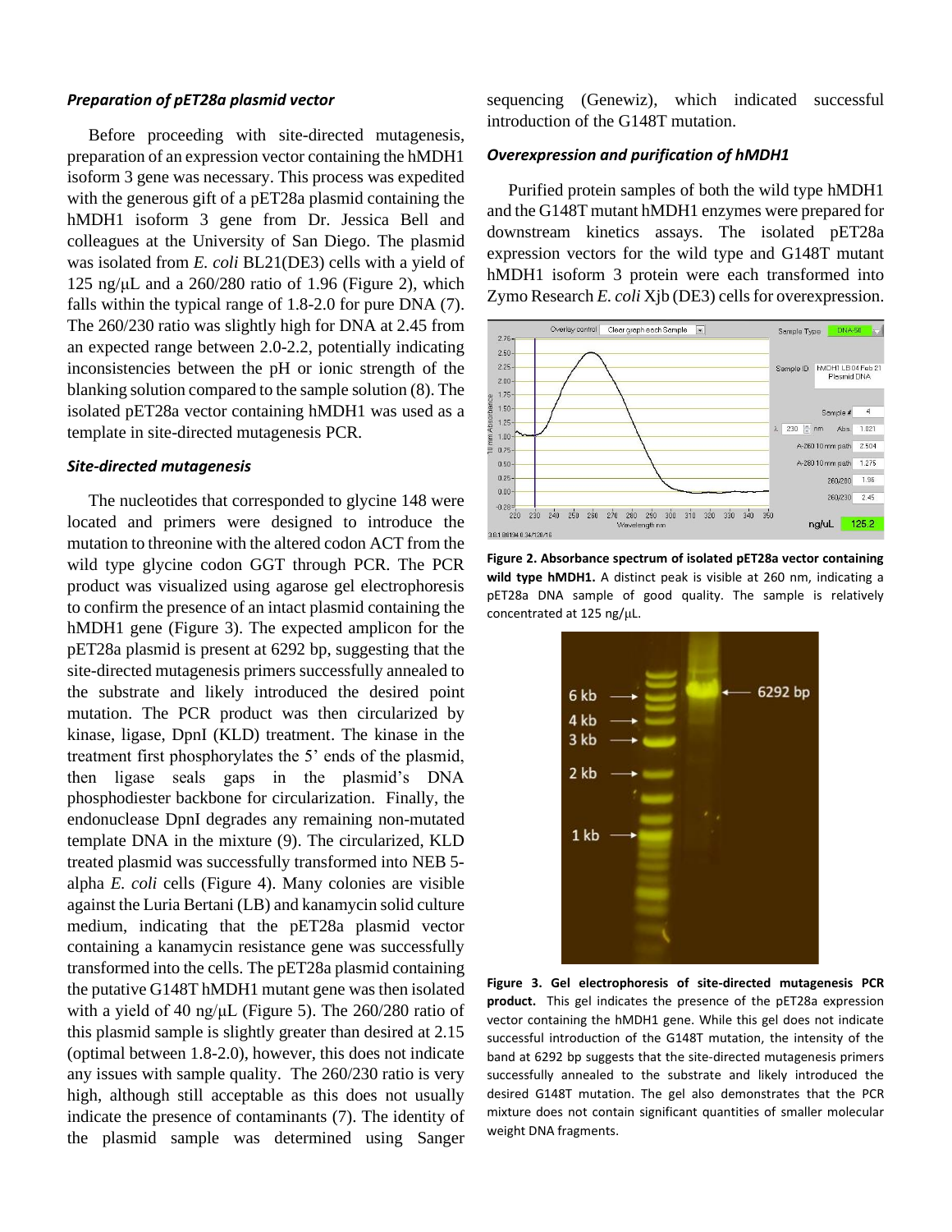### *Preparation of pET28a plasmid vector*

Before proceeding with site-directed mutagenesis, preparation of an expression vector containing the hMDH1 isoform 3 gene was necessary. This process was expedited with the generous gift of a pET28a plasmid containing the hMDH1 isoform 3 gene from Dr. Jessica Bell and colleagues at the University of San Diego. The plasmid was isolated from *E. coli* BL21(DE3) cells with a yield of 125 ng/μL and a 260/280 ratio of 1.96 (Figure 2), which falls within the typical range of 1.8-2.0 for pure DNA (7). The 260/230 ratio was slightly high for DNA at 2.45 from an expected range between 2.0-2.2, potentially indicating inconsistencies between the pH or ionic strength of the blanking solution compared to the sample solution (8). The isolated pET28a vector containing hMDH1 was used as a template in site-directed mutagenesis PCR.

### *Site-directed mutagenesis*

The nucleotides that corresponded to glycine 148 were located and primers were designed to introduce the mutation to threonine with the altered codon ACT from the wild type glycine codon GGT through PCR. The PCR product was visualized using agarose gel electrophoresis to confirm the presence of an intact plasmid containing the hMDH1 gene (Figure 3). The expected amplicon for the pET28a plasmid is present at 6292 bp, suggesting that the site-directed mutagenesis primers successfully annealed to the substrate and likely introduced the desired point mutation. The PCR product was then circularized by kinase, ligase, DpnI (KLD) treatment. The kinase in the treatment first phosphorylates the 5' ends of the plasmid, then ligase seals gaps in the plasmid's DNA phosphodiester backbone for circularization. Finally, the endonuclease DpnI degrades any remaining non-mutated template DNA in the mixture (9). The circularized, KLD treated plasmid was successfully transformed into NEB 5-alpha *E. coli* cells (Figure 4). Many colonies are visible against the Luria Bertani (LB) and kanamycin solid culture medium, indicating that the pET28a plasmid vector containing a kanamycin resistance gene was successfully transformed into the cells. The pET28a plasmid containing the putative G148T hMDH1 mutant gene was then isolated with a yield of 40 ng/μL (Figure 5). The 260/280 ratio of this plasmid sample is slightly greater than desired at 2.15 (optimal between 1.8-2.0), however, this does not indicate any issues with sample quality. The 260/230 ratio is very high, although still acceptable as this does not usually indicate the presence of contaminants (7). The identity of the plasmid sample was determined using Sanger sequencing (Genewiz), which indicated successful introduction of the G148T mutation.

### *Overexpression and purification of hMDH1*

Purified protein samples of both the wild type hMDH1 and the G148T mutant hMDH1 enzymes were prepared for downstream kinetics assays. The isolated pET28a expression vectors for the wild type and G148T mutant hMDH1 isoform 3 protein were each transformed into Zymo Research *E. coli* Xjb (DE3) cells for overexpression.

**Figure 2. Absorbance spectrum of isolated pET28a vector containing wild type hMDH1.** A distinct peak is visible at 260 nm, indicating a pET28a DNA sample of good quality. The sample is relatively concentrated at 125 ng/μL.

**Figure 3. Gel electrophoresis of site-directed mutagenesis PCR product.** This gel indicates the presence of the pET28a expression vector containing the hMDH1 gene. While this gel does not indicate successful introduction of the G148T mutation, the intensity of the band at 6292 bp suggests that the site-directed mutagenesis primers successfully annealed to the substrate and likely introduced the desired G148T mutation. The gel also demonstrates that the PCR mixture does not contain significant quantities of smaller molecular weight DNA fragments.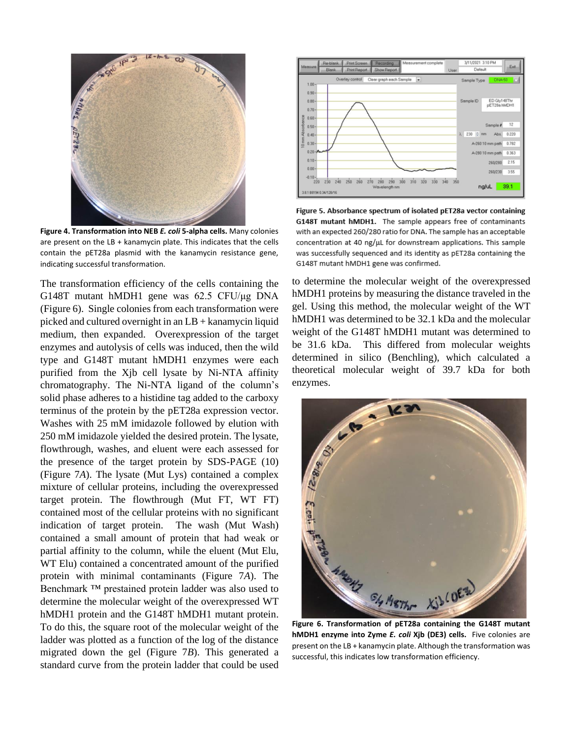**Figure 4. Transformation into NEB *E. coli* 5-alpha cells.** Many colonies are present on the LB + kanamycin plate. This indicates that the cells contain the pET28a plasmid with the kanamycin resistance gene, indicating successful transformation.

**Figure 5. Absorbance spectrum of isolated pET28a vector containing G148T mutant hMDH1.** The sample appears free of contaminants with an expected 260/280 ratio for DNA. The sample has an acceptable concentration at 40 ng/μL for downstream applications. This sample was successfully sequenced and its identity as pET28a containing the G148T mutant hMDH1 gene was confirmed.

The transformation efficiency of the cells containing the G148T mutant hMDH1 gene was 62.5 CFU/μg DNA (Figure 6). Single colonies from each transformation were picked and cultured overnight in an LB + kanamycin liquid medium, then expanded. Overexpression of the target enzymes and autolysis of cells was induced, then the wild type and G148T mutant hMDH1 enzymes were each purified from the Xjb cell lysate by Ni-NTA affinity chromatography. The Ni-NTA ligand of the column's solid phase adheres to a histidine tag added to the carboxy terminus of the protein by the pET28a expression vector. Washes with 25 mM imidazole followed by elution with 250 mM imidazole yielded the desired protein. The lysate, flowthrough, washes, and eluent were each assessed for the presence of the target protein by SDS-PAGE (10) (Figure 7*A*). The lysate (Mut Lys) contained a complex mixture of cellular proteins, including the overexpressed target protein. The flowthrough (Mut FT, WT FT) contained most of the cellular proteins with no significant indication of target protein. The wash (Mut Wash) contained a small amount of protein that had weak or partial affinity to the column, while the eluent (Mut Elu, WT Elu) contained a concentrated amount of the purified protein with minimal contaminants (Figure 7*A*). The Benchmark ™ prestained protein ladder was also used to determine the molecular weight of the overexpressed WT hMDH1 protein and the G148T hMDH1 mutant protein. To do this, the square root of the molecular weight of the ladder was plotted as a function of the log of the distance migrated down the gel (Figure 7*B*). This generated a standard curve from the protein ladder that could be used to determine the molecular weight of the overexpressed hMDH1 proteins by measuring the distance traveled in the gel. Using this method, the molecular weight of the WT hMDH1 was determined to be 32.1 kDa and the molecular weight of the G148T hMDH1 mutant was determined to be 31.6 kDa. This differed from molecular weights determined in silico (Benchling), which calculated a theoretical molecular weight of 39.7 kDa for both enzymes.

**Figure 6. Transformation of pET28a containing the G148T mutant hMDH1 enzyme into Zyme *E. coli* Xjb (DE3) cells.** Five colonies are present on the LB + kanamycin plate. Although the transformation was successful, this indicates low transformation efficiency.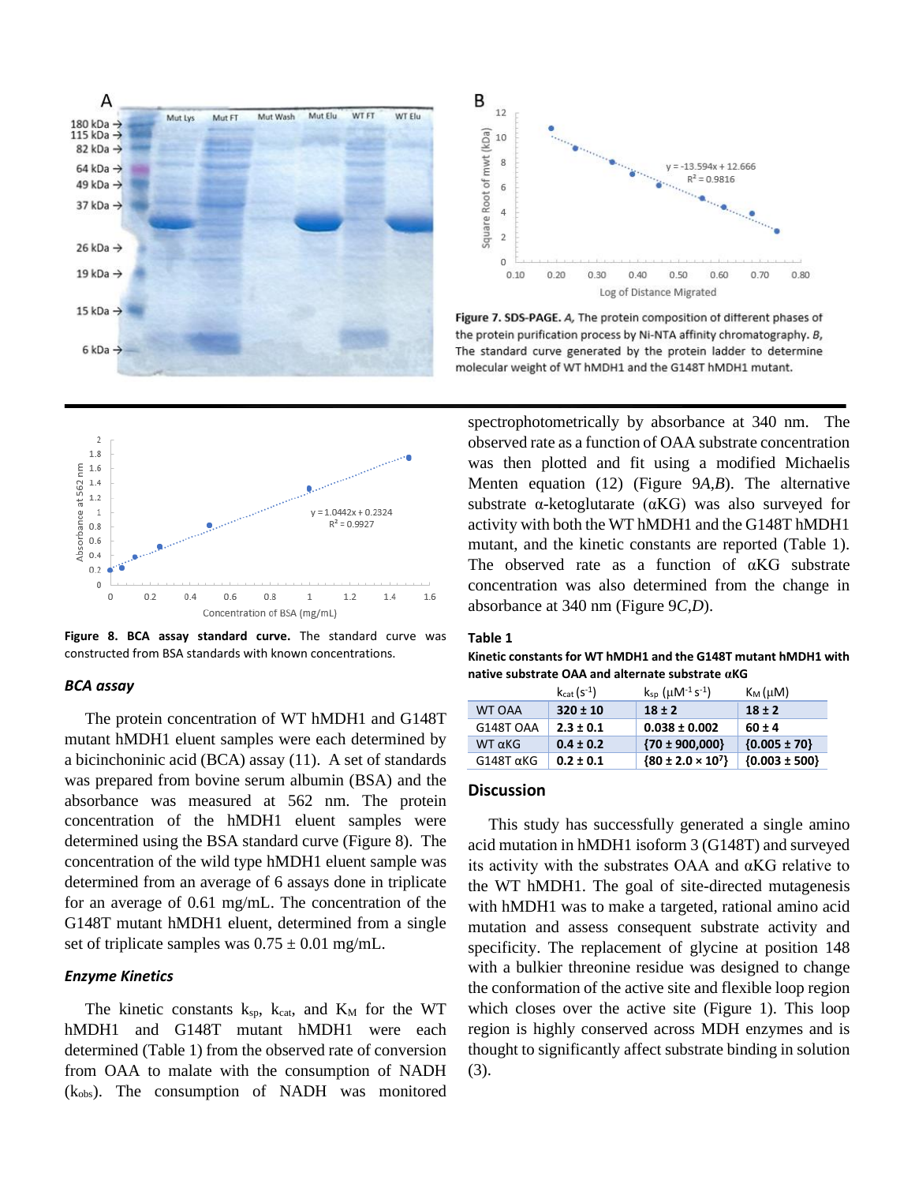Figure 7. SDS-PAGE. *A*, The protein composition of different phases of the protein purification process by Ni-NTA affinity chromatography. *B*, The standard curve generated by the protein ladder to determine molecular weight of WT hMDH1 and the G148T hMDH1 mutant.

**Figure 8. BCA assay standard curve.** The standard curve was constructed from BSA standards with known concentrations.

### *BCA assay*

The protein concentration of WT hMDH1 and G148T mutant hMDH1 eluent samples were each determined by a bicinchoninic acid (BCA) assay (11). A set of standards was prepared from bovine serum albumin (BSA) and the absorbance was measured at 562 nm. The protein concentration of the hMDH1 eluent samples were determined using the BSA standard curve (Figure 8). The concentration of the wild type hMDH1 eluent sample was determined from an average of 6 assays done in triplicate for an average of 0.61 mg/mL. The concentration of the G148T mutant hMDH1 eluent, determined from a single set of triplicate samples was 0.75 ± 0.01 mg/mL.

### *Enzyme Kinetics*

The kinetic constants $k_{sp}$, $k_{cat}$, and $K_M$ for the WT hMDH1 and G148T mutant hMDH1 were each determined (Table 1) from the observed rate of conversion from OAA to malate with the consumption of NADH ($k_{obs}$). The consumption of NADH was monitored spectrophotometrically by absorbance at 340 nm. The observed rate as a function of OAA substrate concentration was then plotted and fit using a modified Michaelis Menten equation (12) (Figure 9*A,B*). The alternative substrate α-ketoglutarate (αKG) was also surveyed for activity with both the WT hMDH1 and the G148T hMDH1 mutant, and the kinetic constants are reported (Table 1). The observed rate as a function of αKG substrate concentration was also determined from the change in absorbance at 340 nm (Figure 9*C,D*).

**Table 1**

**Kinetic constants for WT hMDH1 and the G148T mutant hMDH1 with native substrate OAA and alternate substrate αKG**

| | $k_{cat}$ ($s^{-1}$) | $k_{sp}$ ($\mu M^{-1}s^{-1}$) | $K_M$ ($\mu M$) |
|---|---|---|---|
| WT OAA | **320 ± 10** | **18 ± 2** | **18 ± 2** |
| G148T OAA | **2.3 ± 0.1** | **0.038 ± 0.002** | **60 ± 4** |
| WT αKG | **0.4 ± 0.2** | **{70 ± 900,000}** | **{0.005 ± 70}** |
| G148T αKG | **0.2 ± 0.1** | **{80 ± 2.0 × $10^7$}** | **{0.003 ± 500}** |

## Discussion

This study has successfully generated a single amino acid mutation in hMDH1 isoform 3 (G148T) and surveyed its activity with the substrates OAA and αKG relative to the WT hMDH1. The goal of site-directed mutagenesis with hMDH1 was to make a targeted, rational amino acid mutation and assess consequent substrate activity and specificity. The replacement of glycine at position 148 with a bulkier threonine residue was designed to change the conformation of the active site and flexible loop region which closes over the active site (Figure 1). This loop region is highly conserved across MDH enzymes and is thought to significantly affect substrate binding in solution (3).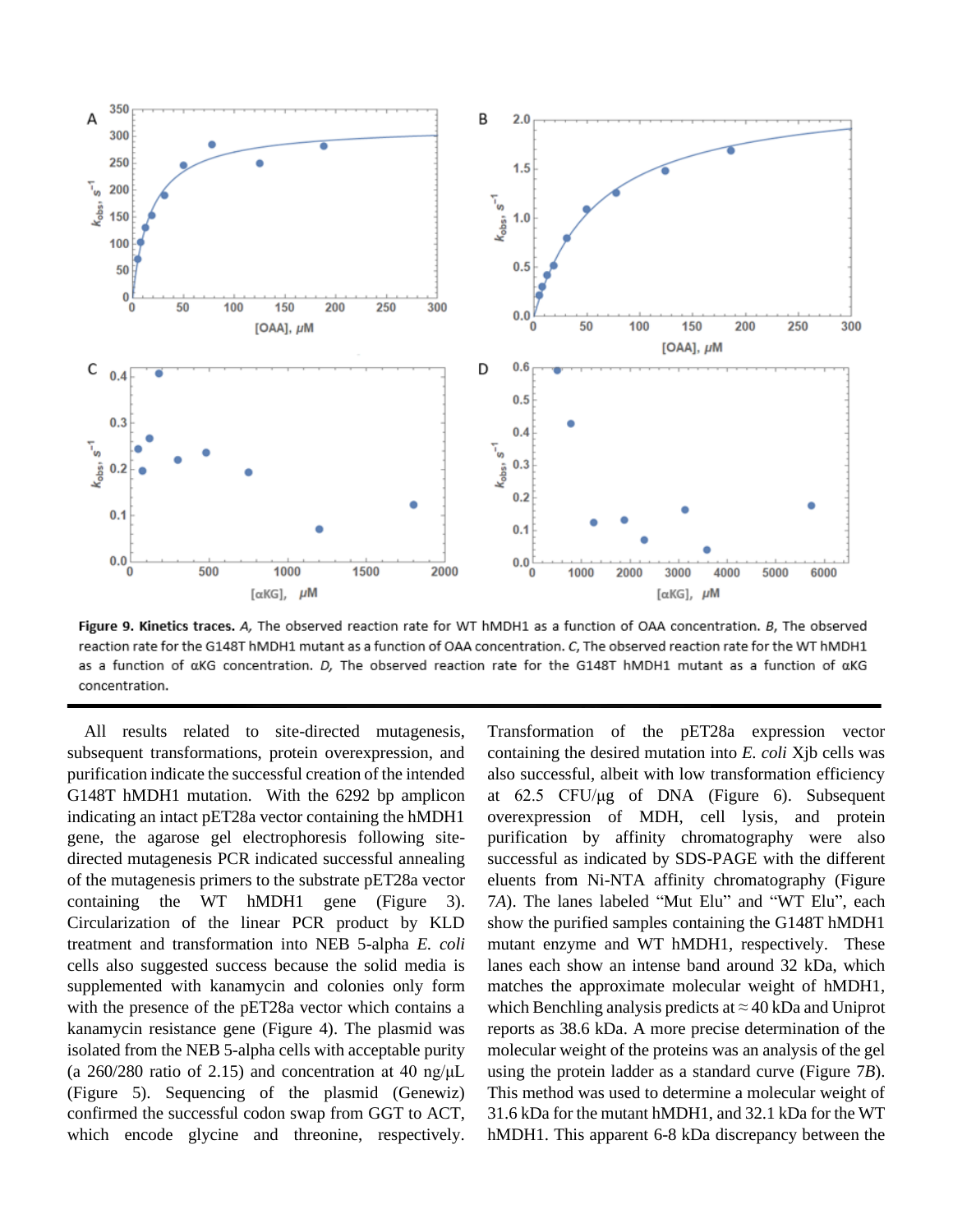**Figure 9. Kinetics traces.** *A*, The observed reaction rate for WT hMDH1 as a function of OAA concentration. *B*, The observed reaction rate for the G148T hMDH1 mutant as a function of OAA concentration. *C*, The observed reaction rate for the WT hMDH1 as a function of αKG concentration. *D*, The observed reaction rate for the G148T hMDH1 mutant as a function of αKG concentration.

All results related to site-directed mutagenesis, subsequent transformations, protein overexpression, and purification indicate the successful creation of the intended G148T hMDH1 mutation. With the 6292 bp amplicon indicating an intact pET28a vector containing the hMDH1 gene, the agarose gel electrophoresis following site-directed mutagenesis PCR indicated successful annealing of the mutagenesis primers to the substrate pET28a vector containing the WT hMDH1 gene (Figure 3). Circularization of the linear PCR product by KLD treatment and transformation into NEB 5-alpha *E. coli* cells also suggested success because the solid media is supplemented with kanamycin and colonies only form with the presence of the pET28a vector which contains a kanamycin resistance gene (Figure 4). The plasmid was isolated from the NEB 5-alpha cells with acceptable purity (a 260/280 ratio of 2.15) and concentration at 40 ng/μL (Figure 5). Sequencing of the plasmid (Genewiz) confirmed the successful codon swap from GGT to ACT, which encode glycine and threonine, respectively. Transformation of the pET28a expression vector containing the desired mutation into *E. coli* Xjb cells was also successful, albeit with low transformation efficiency at 62.5 CFU/μg of DNA (Figure 6). Subsequent overexpression of MDH, cell lysis, and protein purification by affinity chromatography were also successful as indicated by SDS-PAGE with the different eluents from Ni-NTA affinity chromatography (Figure 7*A*). The lanes labeled "Mut Elu" and "WT Elu", each show the purified samples containing the G148T hMDH1 mutant enzyme and WT hMDH1, respectively. These lanes each show an intense band around 32 kDa, which matches the approximate molecular weight of hMDH1, which Benchling analysis predicts at ≈ 40 kDa and Uniprot reports as 38.6 kDa. A more precise determination of the molecular weight of the proteins was an analysis of the gel using the protein ladder as a standard curve (Figure 7*B*). This method was used to determine a molecular weight of 31.6 kDa for the mutant hMDH1, and 32.1 kDa for the WT hMDH1. This apparent 6-8 kDa discrepancy between the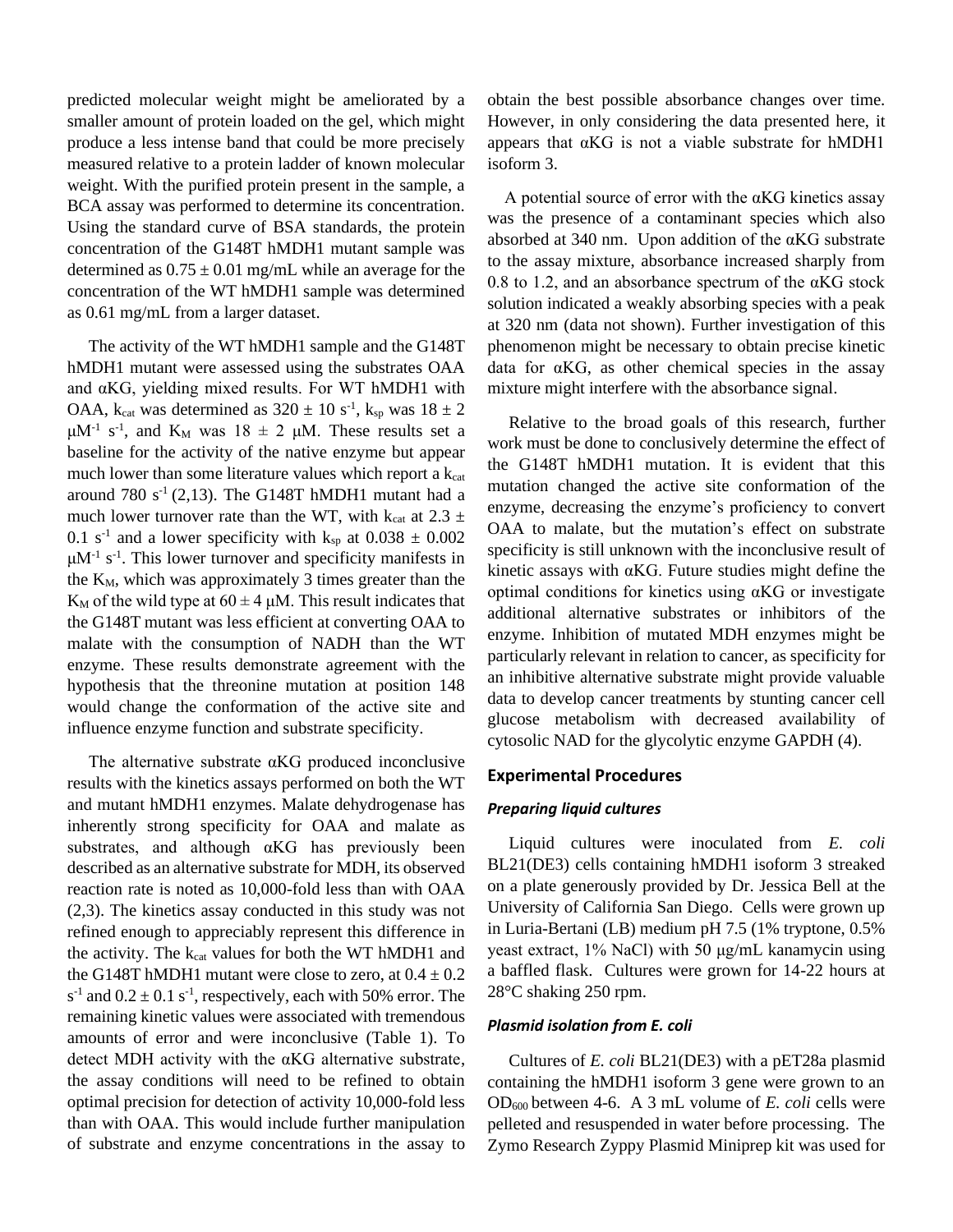predicted molecular weight might be ameliorated by a smaller amount of protein loaded on the gel, which might produce a less intense band that could be more precisely measured relative to a protein ladder of known molecular weight. With the purified protein present in the sample, a BCA assay was performed to determine its concentration. Using the standard curve of BSA standards, the protein concentration of the G148T hMDH1 mutant sample was determined as $0.75 \pm 0.01$ mg/mL while an average for the concentration of the WT hMDH1 sample was determined as 0.61 mg/mL from a larger dataset.

The activity of the WT hMDH1 sample and the G148T hMDH1 mutant were assessed using the substrates OAA and αKG, yielding mixed results. For WT hMDH1 with OAA, $k_{cat}$ was determined as $320 \pm 10$ $s^{-1}$, $k_{sp}$ was $18 \pm 2$ $\mu M^{-1}$ $s^{-1}$, and $K_M$ was $18 \pm 2$ μM. These results set a baseline for the activity of the native enzyme but appear much lower than some literature values which report a $k_{cat}$ around 780 $s^{-1}$ (2,13). The G148T hMDH1 mutant had a much lower turnover rate than the WT, with $k_{cat}$ at $2.3 \pm 0.1$ $s^{-1}$ and a lower specificity with $k_{sp}$ at $0.038 \pm 0.002$ $\mu M^{-1}$ $s^{-1}$. This lower turnover and specificity manifests in the $K_M$, which was approximately 3 times greater than the $K_M$ of the wild type at $60 \pm 4$ μM. This result indicates that the G148T mutant was less efficient at converting OAA to malate with the consumption of NADH than the WT enzyme. These results demonstrate agreement with the hypothesis that the threonine mutation at position 148 would change the conformation of the active site and influence enzyme function and substrate specificity.

The alternative substrate αKG produced inconclusive results with the kinetics assays performed on both the WT and mutant hMDH1 enzymes. Malate dehydrogenase has inherently strong specificity for OAA and malate as substrates, and although αKG has previously been described as an alternative substrate for MDH, its observed reaction rate is noted as 10,000-fold less than with OAA (2,3). The kinetics assay conducted in this study was not refined enough to appreciably represent this difference in the activity. The $k_{cat}$ values for both the WT hMDH1 and the G148T hMDH1 mutant were close to zero, at $0.4 \pm 0.2$ $s^{-1}$ and $0.2 \pm 0.1$ $s^{-1}$, respectively, each with 50% error. The remaining kinetic values were associated with tremendous amounts of error and were inconclusive (Table 1). To detect MDH activity with the αKG alternative substrate, the assay conditions will need to be refined to obtain optimal precision for detection of activity 10,000-fold less than with OAA. This would include further manipulation of substrate and enzyme concentrations in the assay to obtain the best possible absorbance changes over time. However, in only considering the data presented here, it appears that αKG is not a viable substrate for hMDH1 isoform 3.

A potential source of error with the αKG kinetics assay was the presence of a contaminant species which also absorbed at 340 nm. Upon addition of the αKG substrate to the assay mixture, absorbance increased sharply from 0.8 to 1.2, and an absorbance spectrum of the αKG stock solution indicated a weakly absorbing species with a peak at 320 nm (data not shown). Further investigation of this phenomenon might be necessary to obtain precise kinetic data for αKG, as other chemical species in the assay mixture might interfere with the absorbance signal.

Relative to the broad goals of this research, further work must be done to conclusively determine the effect of the G148T hMDH1 mutation. It is evident that this mutation changed the active site conformation of the enzyme, decreasing the enzyme's proficiency to convert OAA to malate, but the mutation's effect on substrate specificity is still unknown with the inconclusive result of kinetic assays with αKG. Future studies might define the optimal conditions for kinetics using αKG or investigate additional alternative substrates or inhibitors of the enzyme. Inhibition of mutated MDH enzymes might be particularly relevant in relation to cancer, as specificity for an inhibitive alternative substrate might provide valuable data to develop cancer treatments by stunting cancer cell glucose metabolism with decreased availability of cytosolic NAD for the glycolytic enzyme GAPDH (4).

## Experimental Procedures

### *Preparing liquid cultures*

Liquid cultures were inoculated from *E. coli* BL21(DE3) cells containing hMDH1 isoform 3 streaked on a plate generously provided by Dr. Jessica Bell at the University of California San Diego. Cells were grown up in Luria-Bertani (LB) medium pH 7.5 (1% tryptone, 0.5% yeast extract, 1% NaCl) with 50 μg/mL kanamycin using a baffled flask. Cultures were grown for 14-22 hours at 28°C shaking 250 rpm.

### *Plasmid isolation from E. coli*

Cultures of *E. coli* BL21(DE3) with a pET28a plasmid containing the hMDH1 isoform 3 gene were grown to an $OD_{600}$ between 4-6. A 3 mL volume of *E. coli* cells were pelleted and resuspended in water before processing. The Zymo Research Zyppy Plasmid Miniprep kit was used for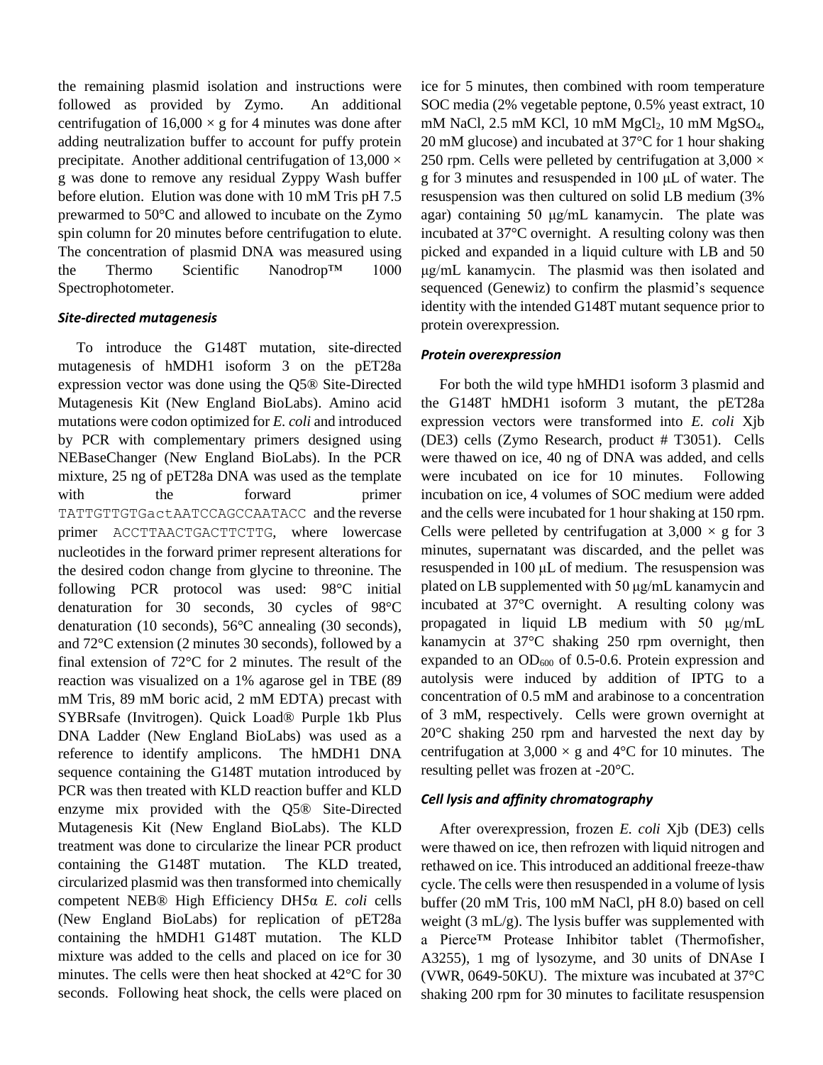the remaining plasmid isolation and instructions were followed as provided by Zymo. An additional centrifugation of 16,000 × g for 4 minutes was done after adding neutralization buffer to account for puffy protein precipitate. Another additional centrifugation of 13,000 × g was done to remove any residual Zyppy Wash buffer before elution. Elution was done with 10 mM Tris pH 7.5 prewarmed to 50°C and allowed to incubate on the Zymo spin column for 20 minutes before centrifugation to elute. The concentration of plasmid DNA was measured using the Thermo Scientific Nanodrop™ 1000 Spectrophotometer.

### *Site-directed mutagenesis*

To introduce the G148T mutation, site-directed mutagenesis of hMDH1 isoform 3 on the pET28a expression vector was done using the Q5® Site-Directed Mutagenesis Kit (New England BioLabs). Amino acid mutations were codon optimized for *E. coli* and introduced by PCR with complementary primers designed using NEBaseChanger (New England BioLabs). In the PCR mixture, 25 ng of pET28a DNA was used as the template with the forward primer `TATTGTTGTGactAATCCAGCCAATACC` and the reverse primer `ACCTTAACTGACTTCTTG`, where lowercase nucleotides in the forward primer represent alterations for the desired codon change from glycine to threonine. The following PCR protocol was used: 98°C initial denaturation for 30 seconds, 30 cycles of 98°C denaturation (10 seconds), 56°C annealing (30 seconds), and 72°C extension (2 minutes 30 seconds), followed by a final extension of 72°C for 2 minutes. The result of the reaction was visualized on a 1% agarose gel in TBE (89 mM Tris, 89 mM boric acid, 2 mM EDTA) precast with SYBRsafe (Invitrogen). Quick Load® Purple 1kb Plus DNA Ladder (New England BioLabs) was used as a reference to identify amplicons. The hMDH1 DNA sequence containing the G148T mutation introduced by PCR was then treated with KLD reaction buffer and KLD enzyme mix provided with the Q5® Site-Directed Mutagenesis Kit (New England BioLabs). The KLD treatment was done to circularize the linear PCR product containing the G148T mutation. The KLD treated, circularized plasmid was then transformed into chemically competent NEB® High Efficiency DH5α *E. coli* cells (New England BioLabs) for replication of pET28a containing the hMDH1 G148T mutation. The KLD mixture was added to the cells and placed on ice for 30 minutes. The cells were then heat shocked at 42°C for 30 seconds. Following heat shock, the cells were placed on ice for 5 minutes, then combined with room temperature SOC media (2% vegetable peptone, 0.5% yeast extract, 10 mM NaCl, 2.5 mM KCl, 10 mM $MgCl_2$, 10 mM $MgSO_4$, 20 mM glucose) and incubated at 37°C for 1 hour shaking 250 rpm. Cells were pelleted by centrifugation at 3,000 × g for 3 minutes and resuspended in 100 μL of water. The resuspension was then cultured on solid LB medium (3% agar) containing 50 μg/mL kanamycin. The plate was incubated at 37°C overnight. A resulting colony was then picked and expanded in a liquid culture with LB and 50 μg/mL kanamycin. The plasmid was then isolated and sequenced (Genewiz) to confirm the plasmid's sequence identity with the intended G148T mutant sequence prior to protein overexpression.

### *Protein overexpression*

For both the wild type hMHD1 isoform 3 plasmid and the G148T hMDH1 isoform 3 mutant, the pET28a expression vectors were transformed into *E. coli* Xjb (DE3) cells (Zymo Research, product # T3051). Cells were thawed on ice, 40 ng of DNA was added, and cells were incubated on ice for 10 minutes. Following incubation on ice, 4 volumes of SOC medium were added and the cells were incubated for 1 hour shaking at 150 rpm. Cells were pelleted by centrifugation at 3,000 × g for 3 minutes, supernatant was discarded, and the pellet was resuspended in 100 μL of medium. The resuspension was plated on LB supplemented with 50 μg/mL kanamycin and incubated at 37°C overnight. A resulting colony was propagated in liquid LB medium with 50 μg/mL kanamycin at 37°C shaking 250 rpm overnight, then expanded to an $OD_{600}$ of 0.5-0.6. Protein expression and autolysis were induced by addition of IPTG to a concentration of 0.5 mM and arabinose to a concentration of 3 mM, respectively. Cells were grown overnight at 20°C shaking 250 rpm and harvested the next day by centrifugation at 3,000 × g and 4°C for 10 minutes. The resulting pellet was frozen at -20°C.

### *Cell lysis and affinity chromatography*

After overexpression, frozen *E. coli* Xjb (DE3) cells were thawed on ice, then refrozen with liquid nitrogen and rethawed on ice. This introduced an additional freeze-thaw cycle. The cells were then resuspended in a volume of lysis buffer (20 mM Tris, 100 mM NaCl, pH 8.0) based on cell weight (3 mL/g). The lysis buffer was supplemented with a Pierce™ Protease Inhibitor tablet (Thermofisher, A3255), 1 mg of lysozyme, and 30 units of DNAse I (VWR, 0649-50KU). The mixture was incubated at 37°C shaking 200 rpm for 30 minutes to facilitate resuspension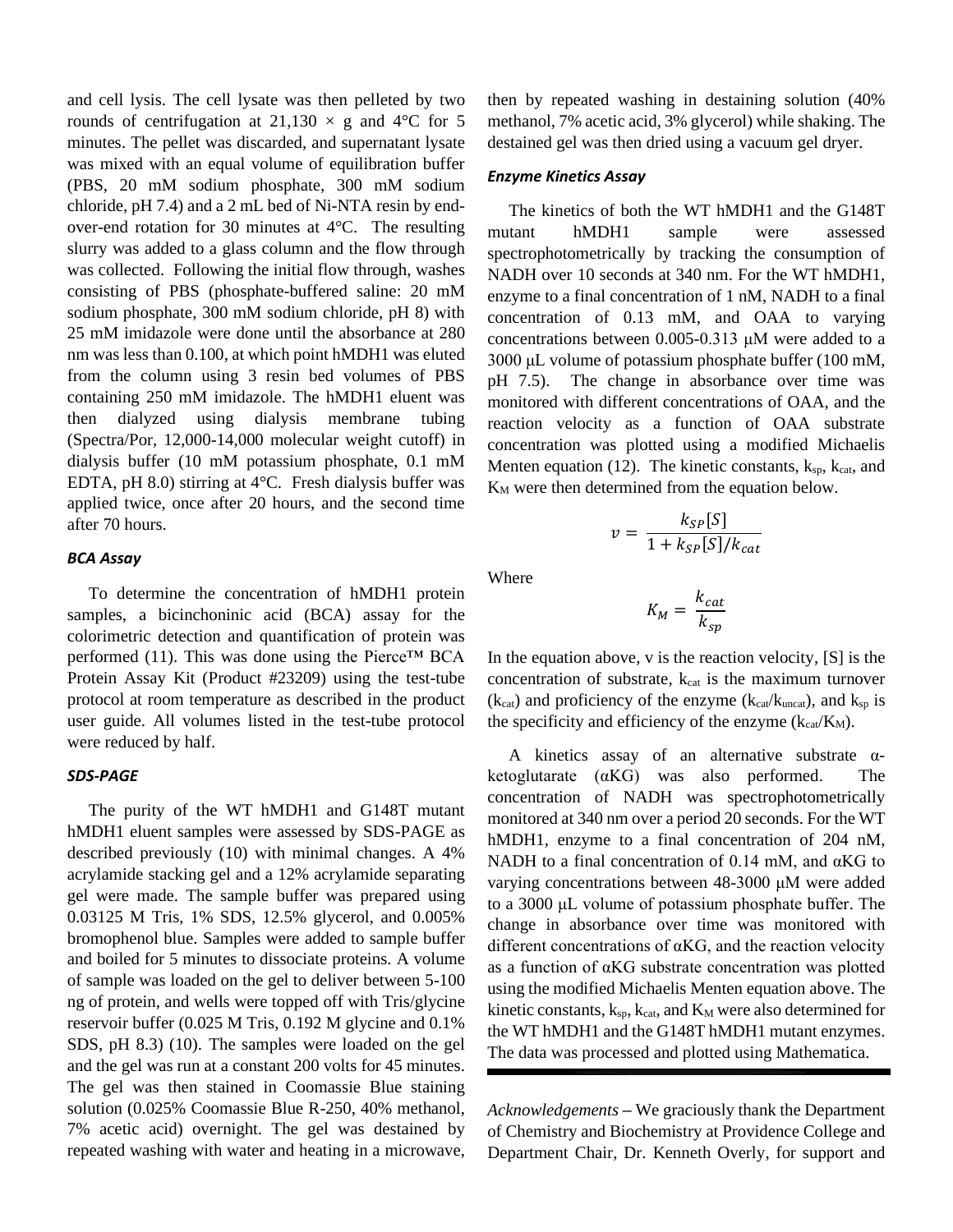and cell lysis. The cell lysate was then pelleted by two rounds of centrifugation at 21,130 × g and 4°C for 5 minutes. The pellet was discarded, and supernatant lysate was mixed with an equal volume of equilibration buffer (PBS, 20 mM sodium phosphate, 300 mM sodium chloride, pH 7.4) and a 2 mL bed of Ni-NTA resin by end-over-end rotation for 30 minutes at 4°C. The resulting slurry was added to a glass column and the flow through was collected. Following the initial flow through, washes consisting of PBS (phosphate-buffered saline: 20 mM sodium phosphate, 300 mM sodium chloride, pH 8) with 25 mM imidazole were done until the absorbance at 280 nm was less than 0.100, at which point hMDH1 was eluted from the column using 3 resin bed volumes of PBS containing 250 mM imidazole. The hMDH1 eluent was then dialyzed using dialysis membrane tubing (Spectra/Por, 12,000-14,000 molecular weight cutoff) in dialysis buffer (10 mM potassium phosphate, 0.1 mM EDTA, pH 8.0) stirring at 4°C. Fresh dialysis buffer was applied twice, once after 20 hours, and the second time after 70 hours.

### *BCA Assay*

To determine the concentration of hMDH1 protein samples, a bicinchoninic acid (BCA) assay for the colorimetric detection and quantification of protein was performed (11). This was done using the Pierce™ BCA Protein Assay Kit (Product #23209) using the test-tube protocol at room temperature as described in the product user guide. All volumes listed in the test-tube protocol were reduced by half.

### *SDS-PAGE*

The purity of the WT hMDH1 and G148T mutant hMDH1 eluent samples were assessed by SDS-PAGE as described previously (10) with minimal changes. A 4% acrylamide stacking gel and a 12% acrylamide separating gel were made. The sample buffer was prepared using 0.03125 M Tris, 1% SDS, 12.5% glycerol, and 0.005% bromophenol blue. Samples were added to sample buffer and boiled for 5 minutes to dissociate proteins. A volume of sample was loaded on the gel to deliver between 5-100 ng of protein, and wells were topped off with Tris/glycine reservoir buffer (0.025 M Tris, 0.192 M glycine and 0.1% SDS, pH 8.3) (10). The samples were loaded on the gel and the gel was run at a constant 200 volts for 45 minutes. The gel was then stained in Coomassie Blue staining solution (0.025% Coomassie Blue R-250, 40% methanol, 7% acetic acid) overnight. The gel was destained by repeated washing with water and heating in a microwave, then by repeated washing in destaining solution (40% methanol, 7% acetic acid, 3% glycerol) while shaking. The destained gel was then dried using a vacuum gel dryer.

### *Enzyme Kinetics Assay*

The kinetics of both the WT hMDH1 and the G148T mutant hMDH1 sample were assessed spectrophotometrically by tracking the consumption of NADH over 10 seconds at 340 nm. For the WT hMDH1, enzyme to a final concentration of 1 nM, NADH to a final concentration of 0.13 mM, and OAA to varying concentrations between 0.005-0.313 μM were added to a 3000 μL volume of potassium phosphate buffer (100 mM, pH 7.5). The change in absorbance over time was monitored with different concentrations of OAA, and the reaction velocity as a function of OAA substrate concentration was plotted using a modified Michaelis Menten equation (12). The kinetic constants, $k_{sp}$, $k_{cat}$, and $K_M$ were then determined from the equation below.

$$v = \frac{k_{SP}[S]}{1 + k_{SP}[S]/k_{cat}}$$

Where

$$K_M = \frac{k_{cat}}{k_{sp}}$$

In the equation above, v is the reaction velocity, [S] is the concentration of substrate, $k_{cat}$ is the maximum turnover ($k_{cat}$) and proficiency of the enzyme ($k_{cat}/k_{uncat}$), and $k_{sp}$ is the specificity and efficiency of the enzyme ($k_{cat}/K_M$).

A kinetics assay of an alternative substrate α-ketoglutarate (αKG) was also performed. The concentration of NADH was spectrophotometrically monitored at 340 nm over a period 20 seconds. For the WT hMDH1, enzyme to a final concentration of 204 nM, NADH to a final concentration of 0.14 mM, and αKG to varying concentrations between 48-3000 μM were added to a 3000 μL volume of potassium phosphate buffer. The change in absorbance over time was monitored with different concentrations of αKG, and the reaction velocity as a function of αKG substrate concentration was plotted using the modified Michaelis Menten equation above. The kinetic constants, $k_{sp}$, $k_{cat}$, and $K_M$ were also determined for the WT hMDH1 and the G148T hMDH1 mutant enzymes. The data was processed and plotted using Mathematica.

---

*Acknowledgements* – We graciously thank the Department of Chemistry and Biochemistry at Providence College and Department Chair, Dr. Kenneth Overly, for support and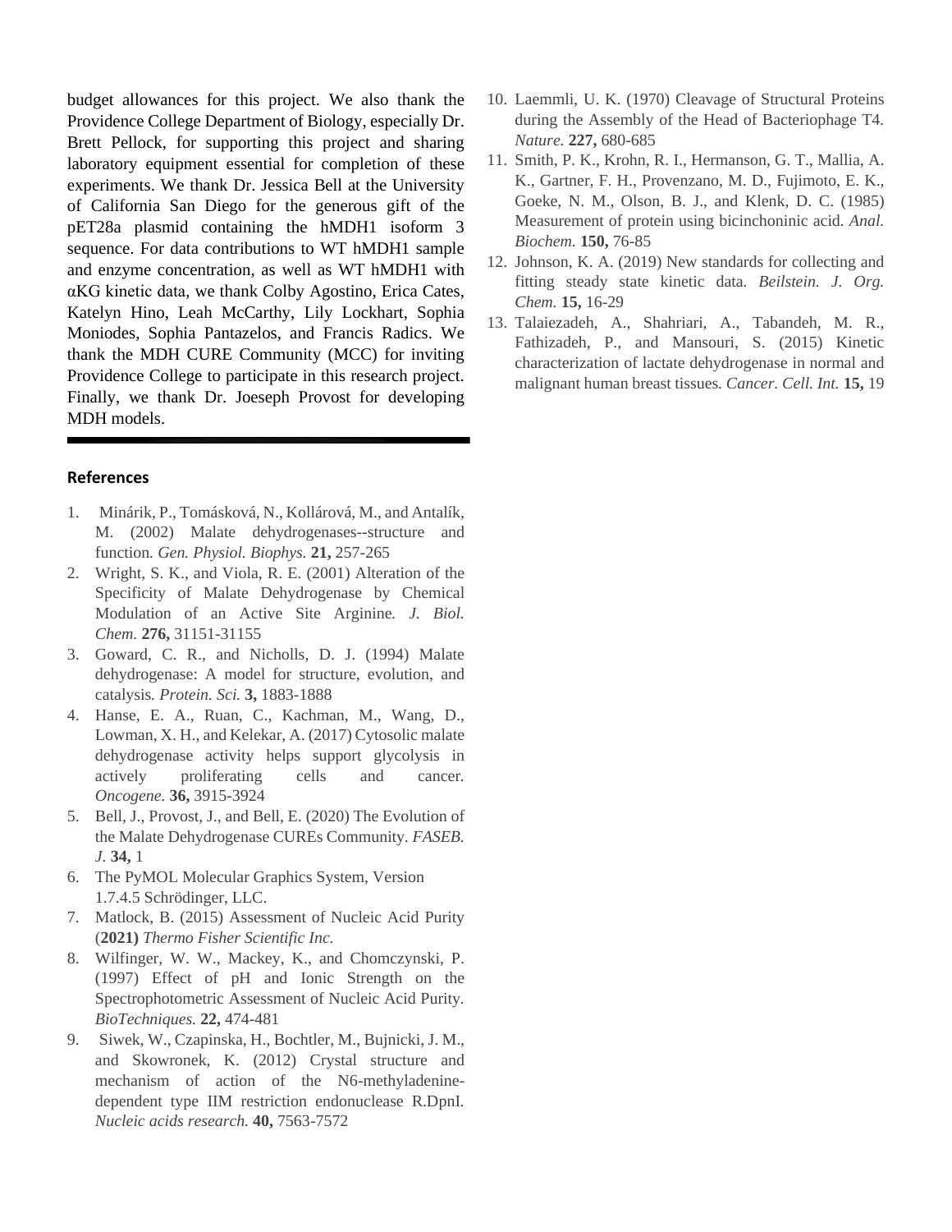budget allowances for this project. We also thank the Providence College Department of Biology, especially Dr. Brett Pellock, for supporting this project and sharing laboratory equipment essential for completion of these experiments. We thank Dr. Jessica Bell at the University of California San Diego for the generous gift of the pET28a plasmid containing the hMDH1 isoform 3 sequence. For data contributions to WT hMDH1 sample and enzyme concentration, as well as WT hMDH1 with αKG kinetic data, we thank Colby Agostino, Erica Cates, Katelyn Hino, Leah McCarthy, Lily Lockhart, Sophia Moniodes, Sophia Pantazelos, and Francis Radics. We thank the MDH CURE Community (MCC) for inviting Providence College to participate in this research project. Finally, we thank Dr. Joeseph Provost for developing MDH models.

## References

1. Minárik, P., Tomásková, N., Kollárová, M., and Antalík, M. (2002) Malate dehydrogenases--structure and function. *Gen. Physiol. Biophys.* **21,** 257-265
2. Wright, S. K., and Viola, R. E. (2001) Alteration of the Specificity of Malate Dehydrogenase by Chemical Modulation of an Active Site Arginine. *J. Biol. Chem.* **276,** 31151-31155
3. Goward, C. R., and Nicholls, D. J. (1994) Malate dehydrogenase: A model for structure, evolution, and catalysis. *Protein. Sci.* **3,** 1883-1888
4. Hanse, E. A., Ruan, C., Kachman, M., Wang, D., Lowman, X. H., and Kelekar, A. (2017) Cytosolic malate dehydrogenase activity helps support glycolysis in actively proliferating cells and cancer. *Oncogene.* **36,** 3915-3924
5. Bell, J., Provost, J., and Bell, E. (2020) The Evolution of the Malate Dehydrogenase CUREs Community. *FASEB. J.* **34,** 1
6. The PyMOL Molecular Graphics System, Version 1.7.4.5 Schrödinger, LLC.
7. Matlock, B. (2015) Assessment of Nucleic Acid Purity (**2021)** *Thermo Fisher Scientific Inc.*
8. Wilfinger, W. W., Mackey, K., and Chomczynski, P. (1997) Effect of pH and Ionic Strength on the Spectrophotometric Assessment of Nucleic Acid Purity. *BioTechniques.* **22,** 474-481
9. Siwek, W., Czapinska, H., Bochtler, M., Bujnicki, J. M., and Skowronek, K. (2012) Crystal structure and mechanism of action of the N6-methyladenine-dependent type IIM restriction endonuclease R.DpnI. *Nucleic acids research.* **40,** 7563-7572
10. Laemmli, U. K. (1970) Cleavage of Structural Proteins during the Assembly of the Head of Bacteriophage T4. *Nature.* **227,** 680-685
11. Smith, P. K., Krohn, R. I., Hermanson, G. T., Mallia, A. K., Gartner, F. H., Provenzano, M. D., Fujimoto, E. K., Goeke, N. M., Olson, B. J., and Klenk, D. C. (1985) Measurement of protein using bicinchoninic acid. *Anal. Biochem.* **150,** 76-85
12. Johnson, K. A. (2019) New standards for collecting and fitting steady state kinetic data. *Beilstein. J. Org. Chem.* **15,** 16-29
13. Talaiezadeh, A., Shahriari, A., Tabandeh, M. R., Fathizadeh, P., and Mansouri, S. (2015) Kinetic characterization of lactate dehydrogenase in normal and malignant human breast tissues. *Cancer. Cell. Int.* **15,** 19